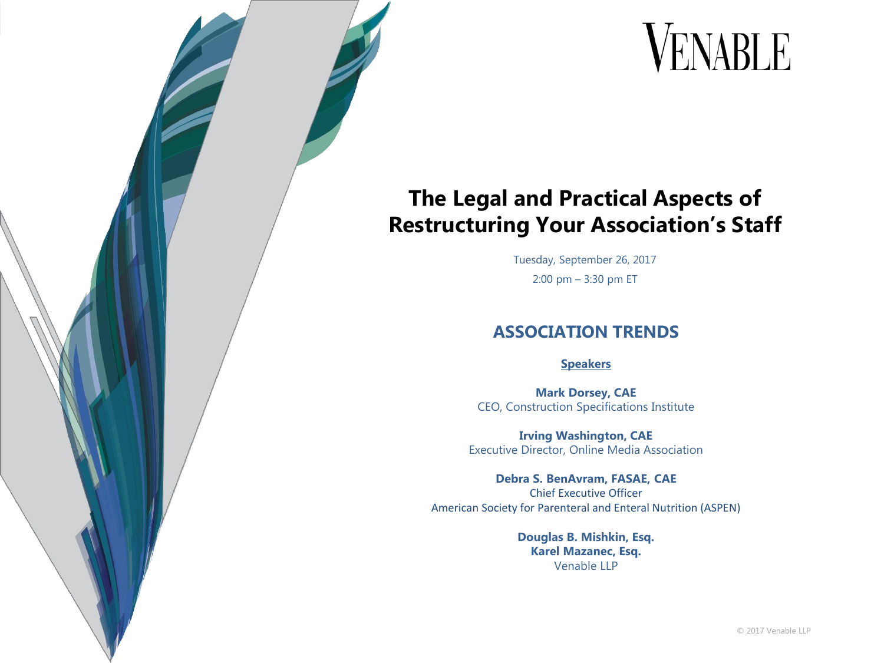VENABLE

# The Legal and Practical Aspects of Restructuring Your Association's Staff

Tuesday, September 26, 2017

2:00 pm – 3:30 pm ET

## ASSOCIATION TRENDS

**Speakers**

**Mark Dorsey, CAE**
CEO, Construction Specifications Institute

**Irving Washington, CAE**
Executive Director, Online Media Association

**Debra S. BenAvram, FASAE, CAE**
Chief Executive Officer
American Society for Parenteral and Enteral Nutrition (ASPEN)

**Douglas B. Mishkin, Esq.**
**Karel Mazanec, Esq.**
Venable LLP

© 2017 Venable LLP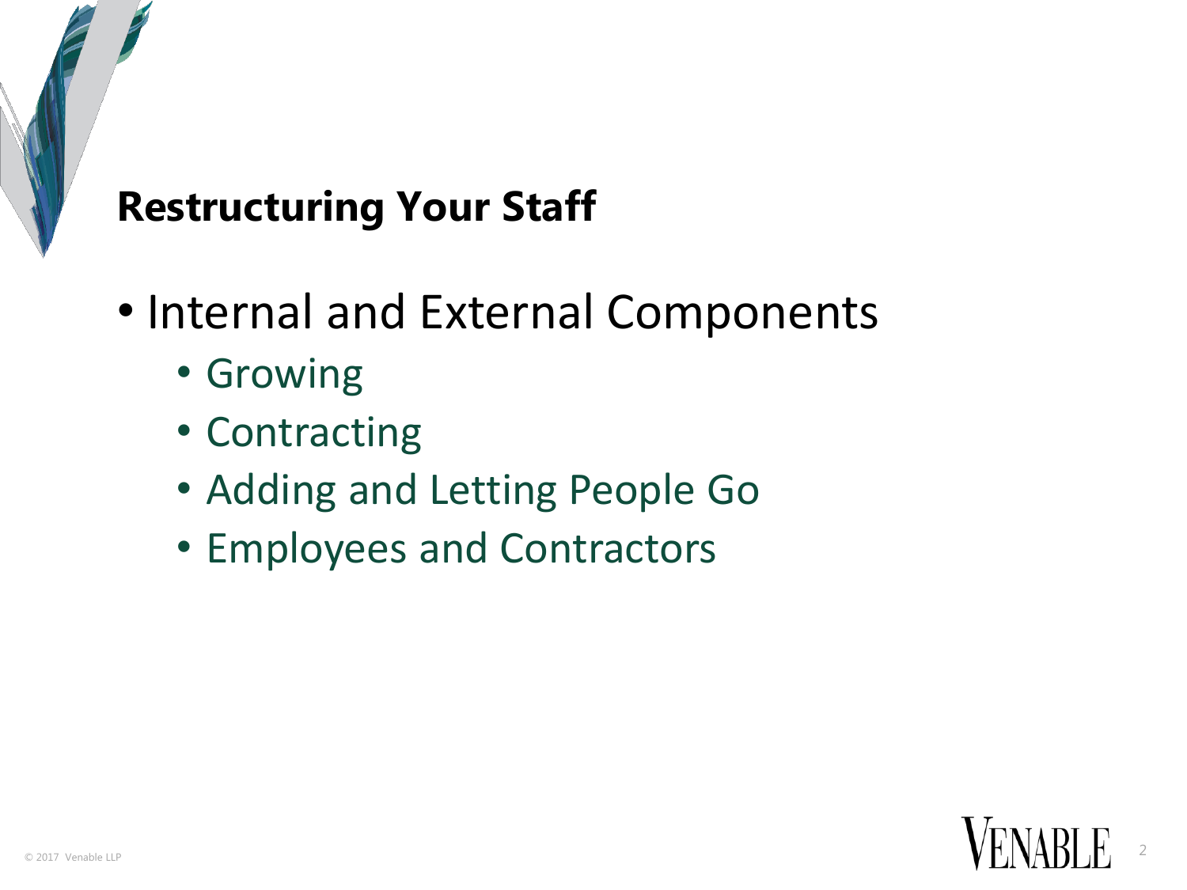## Restructuring Your Staff

- Internal and External Components
  - Growing
  - Contracting
  - Adding and Letting People Go
  - Employees and Contractors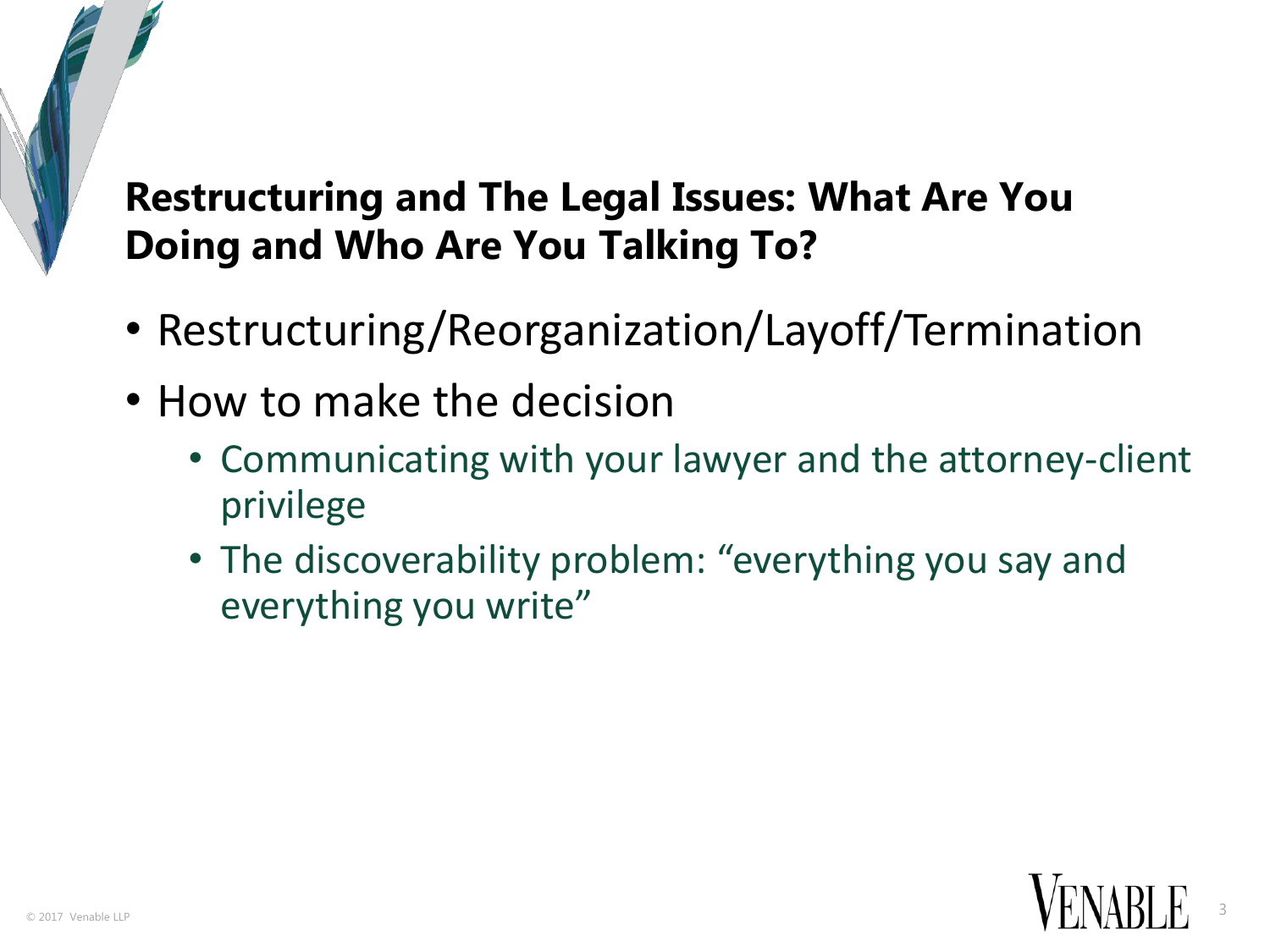## Restructuring and The Legal Issues: What Are You Doing and Who Are You Talking To?

- Restructuring/Reorganization/Layoff/Termination
- How to make the decision
  - Communicating with your lawyer and the attorney-client privilege
  - The discoverability problem: "everything you say and everything you write"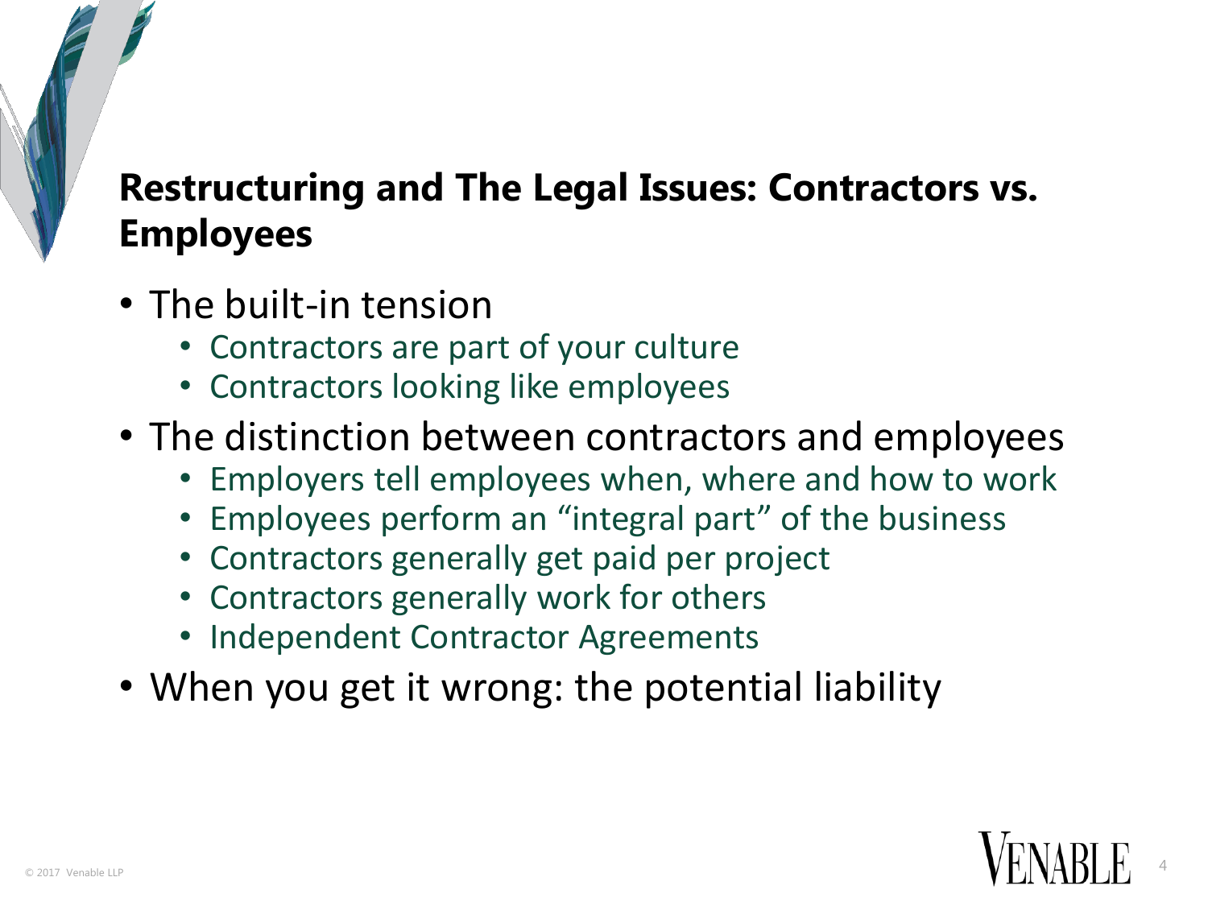## Restructuring and The Legal Issues: Contractors vs. Employees

- The built-in tension
  - Contractors are part of your culture
  - Contractors looking like employees
- The distinction between contractors and employees
  - Employers tell employees when, where and how to work
  - Employees perform an "integral part" of the business
  - Contractors generally get paid per project
  - Contractors generally work for others
  - Independent Contractor Agreements
- When you get it wrong: the potential liability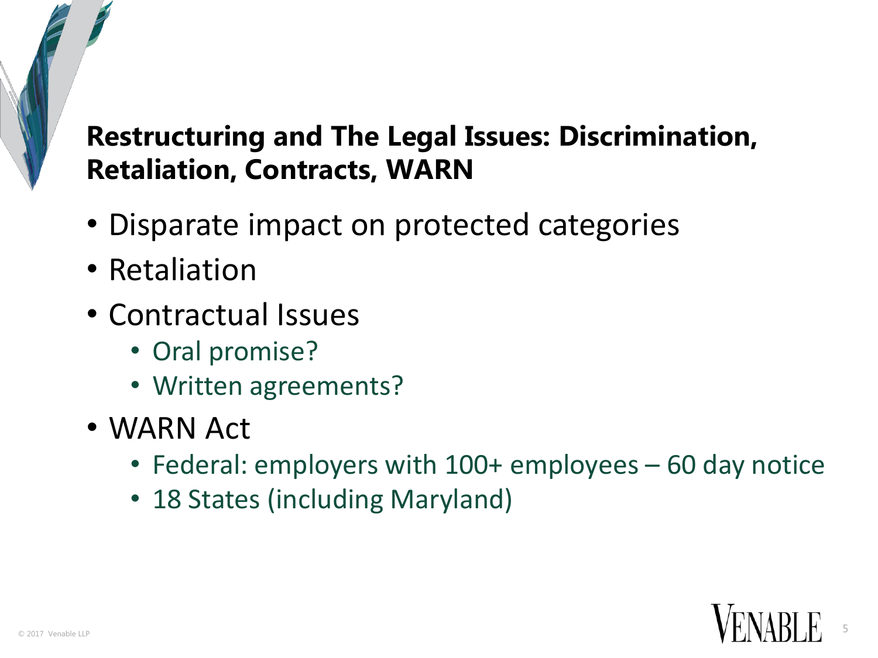## Restructuring and The Legal Issues: Discrimination, Retaliation, Contracts, WARN

- Disparate impact on protected categories
- Retaliation
- Contractual Issues
  - Oral promise?
  - Written agreements?
- WARN Act
  - Federal: employers with 100+ employees – 60 day notice
  - 18 States (including Maryland)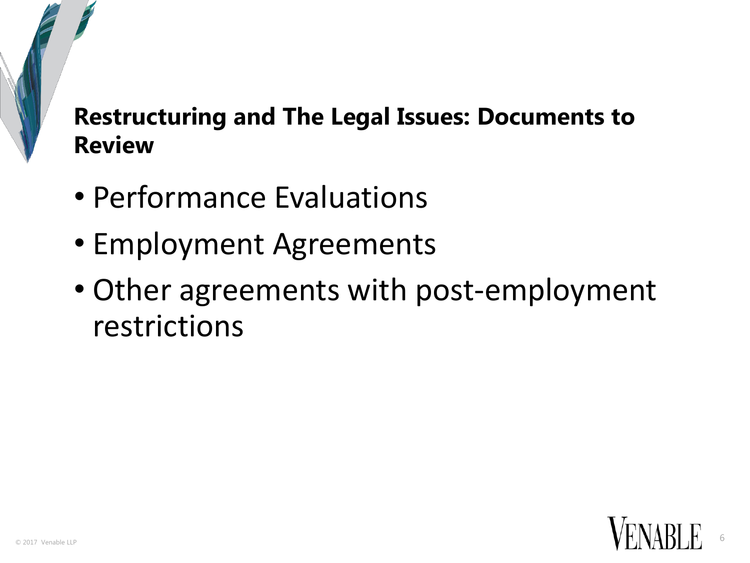## Restructuring and The Legal Issues: Documents to Review

- Performance Evaluations
- Employment Agreements
- Other agreements with post-employment restrictions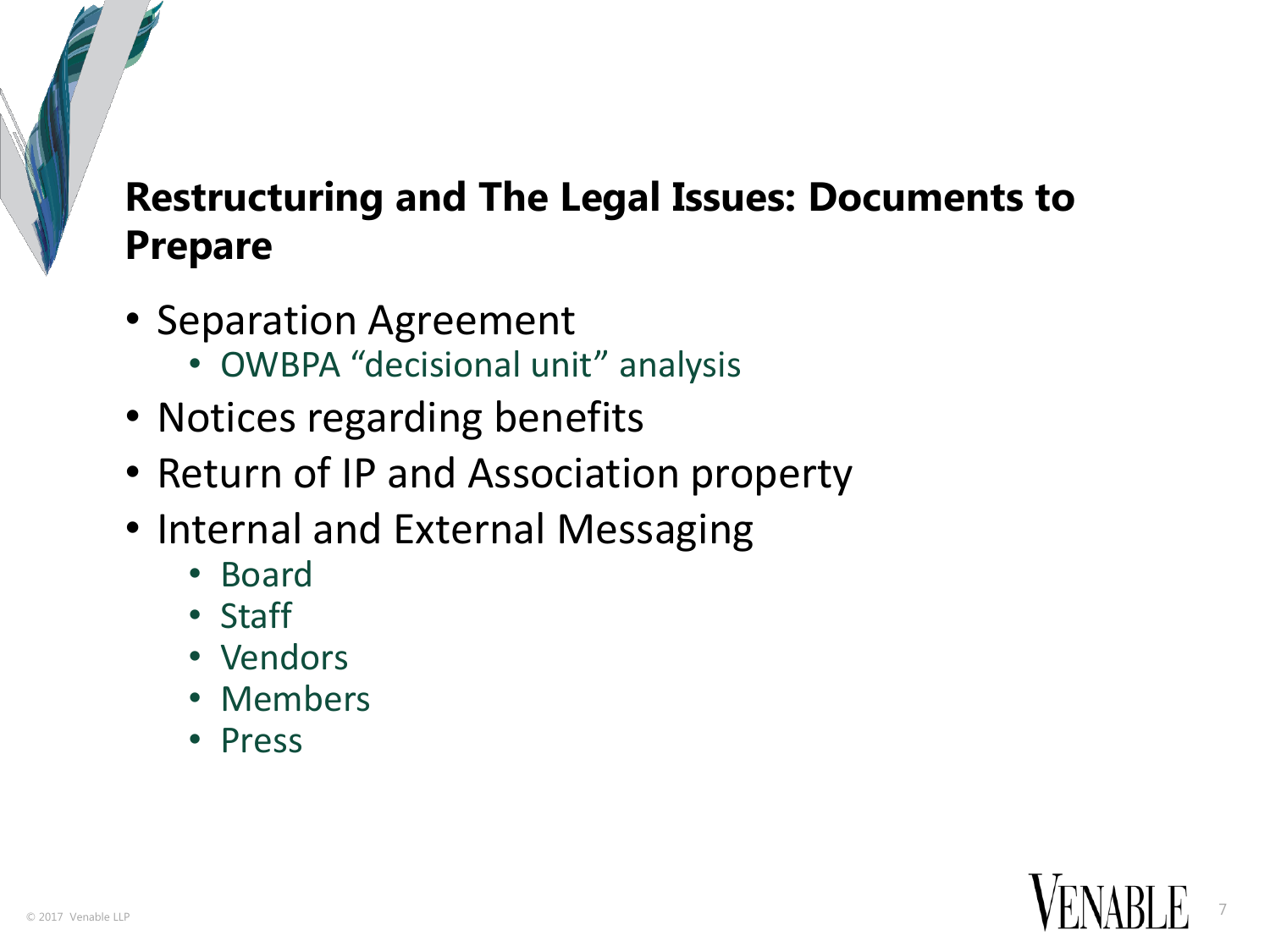## Restructuring and The Legal Issues: Documents to Prepare

- Separation Agreement
  - OWBPA "decisional unit" analysis
- Notices regarding benefits
- Return of IP and Association property
- Internal and External Messaging
  - Board
  - Staff
  - Vendors
  - Members
  - Press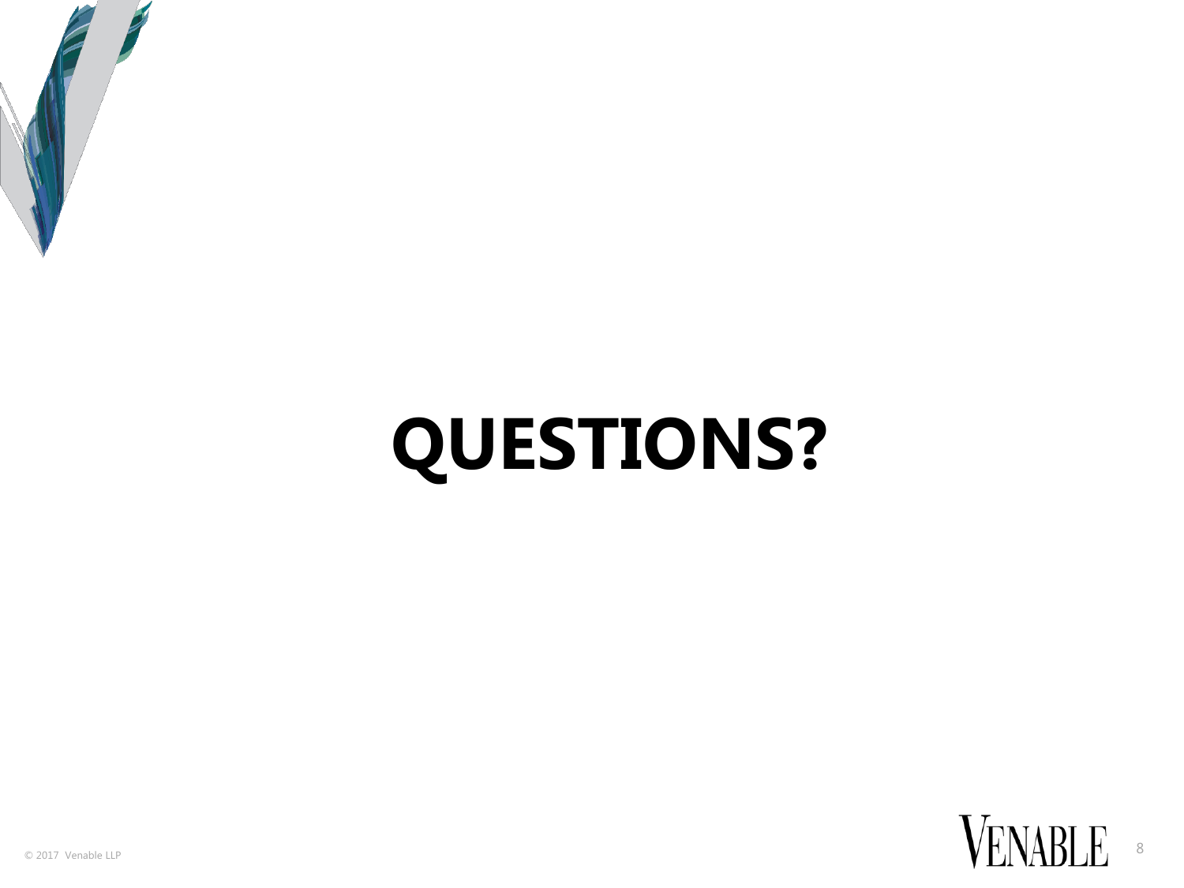# QUESTIONS?